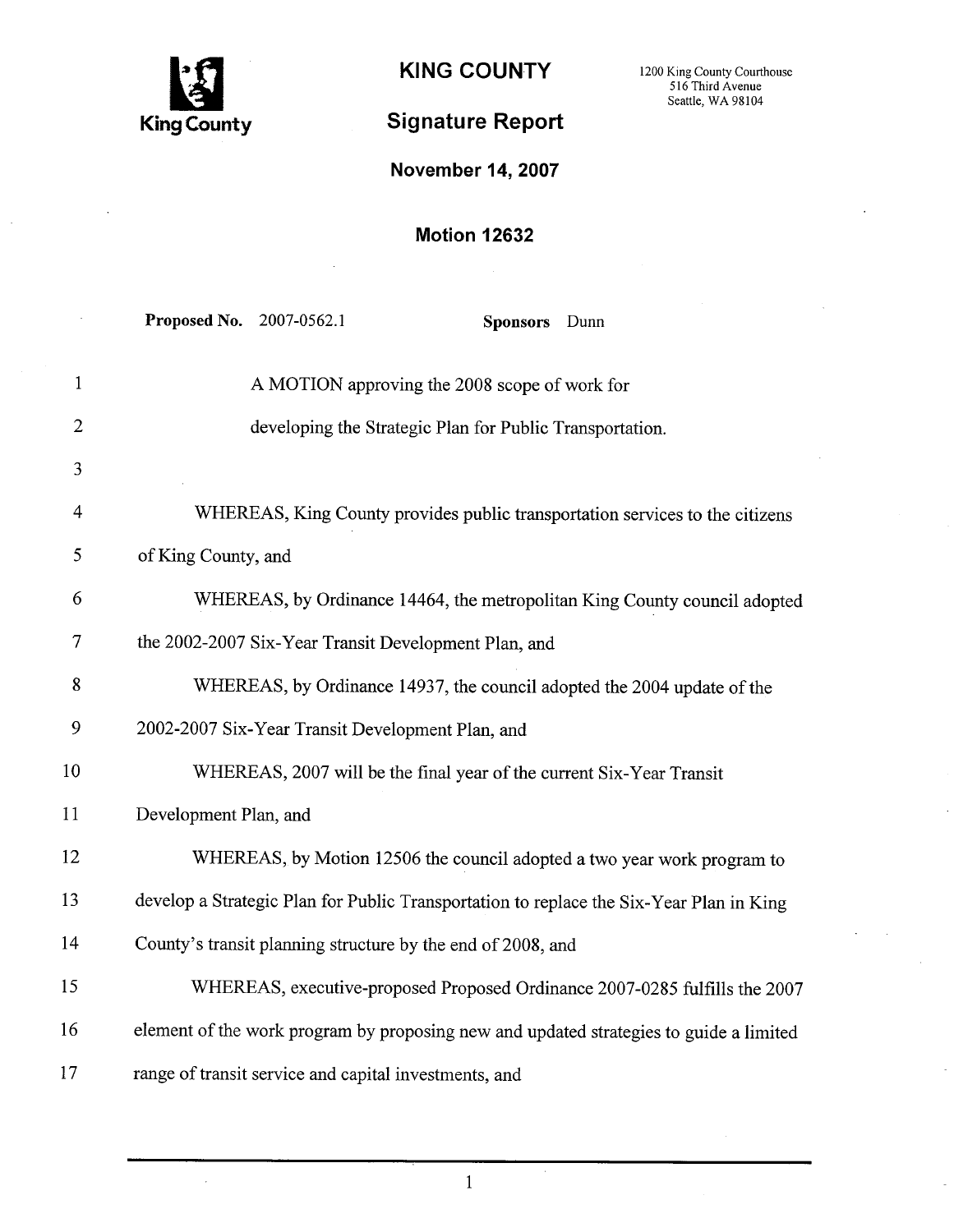King County

# KING COUNTY

1200 King County Courthouse
516 Third Avenue
Seattle, WA 98104

## Signature Report

**November 14, 2007**

**Motion 12632**

**Proposed No.** 2007-0562.1 **Sponsors** Dunn

A MOTION approving the 2008 scope of work for developing the Strategic Plan for Public Transportation.

WHEREAS, King County provides public transportation services to the citizens of King County, and

WHEREAS, by Ordinance 14464, the metropolitan King County council adopted the 2002-2007 Six-Year Transit Development Plan, and

WHEREAS, by Ordinance 14937, the council adopted the 2004 update of the 2002-2007 Six-Year Transit Development Plan, and

WHEREAS, 2007 will be the final year of the current Six-Year Transit Development Plan, and

WHEREAS, by Motion 12506 the council adopted a two year work program to develop a Strategic Plan for Public Transportation to replace the Six-Year Plan in King County's transit planning structure by the end of 2008, and

WHEREAS, executive-proposed Proposed Ordinance 2007-0285 fulfills the 2007 element of the work program by proposing new and updated strategies to guide a limited range of transit service and capital investments, and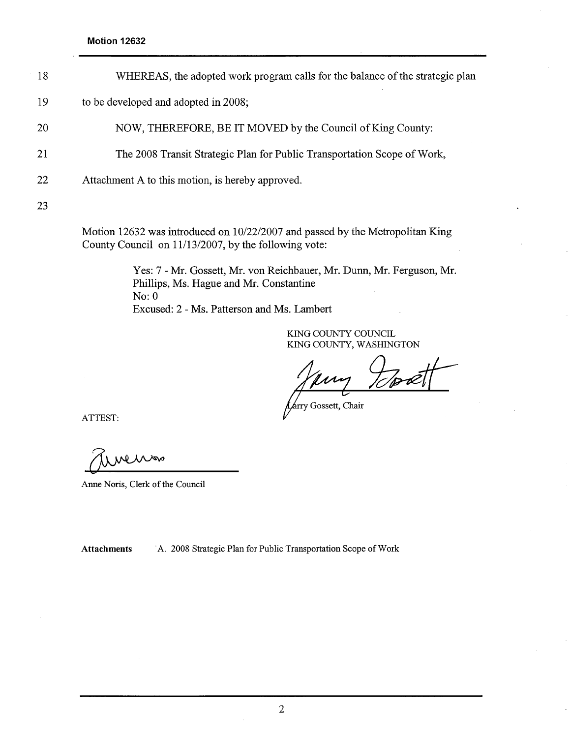18 WHEREAS, the adopted work program calls for the balance of the strategic plan

19 to be developed and adopted in 2008;

20 NOW, THEREFORE, BE IT MOVED by the Council of King County:

21 The 2008 Transit Strategic Plan for Public Transportation Scope of Work,

22 Attachment A to this motion, is hereby approved.

23

Motion 12632 was introduced on 10/22/2007 and passed by the Metropolitan King County Council on 11/13/2007, by the following vote:

Yes: 7 - Mr. Gossett, Mr. von Reichbauer, Mr. Dunn, Mr. Ferguson, Mr. Phillips, Ms. Hague and Mr. Constantine
No: 0
Excused: 2 - Ms. Patterson and Ms. Lambert

KING COUNTY COUNCIL
KING COUNTY, WASHINGTON

Larry Gossett, Chair

ATTEST:

Anne Noris, Clerk of the Council

**Attachments** A. 2008 Strategic Plan for Public Transportation Scope of Work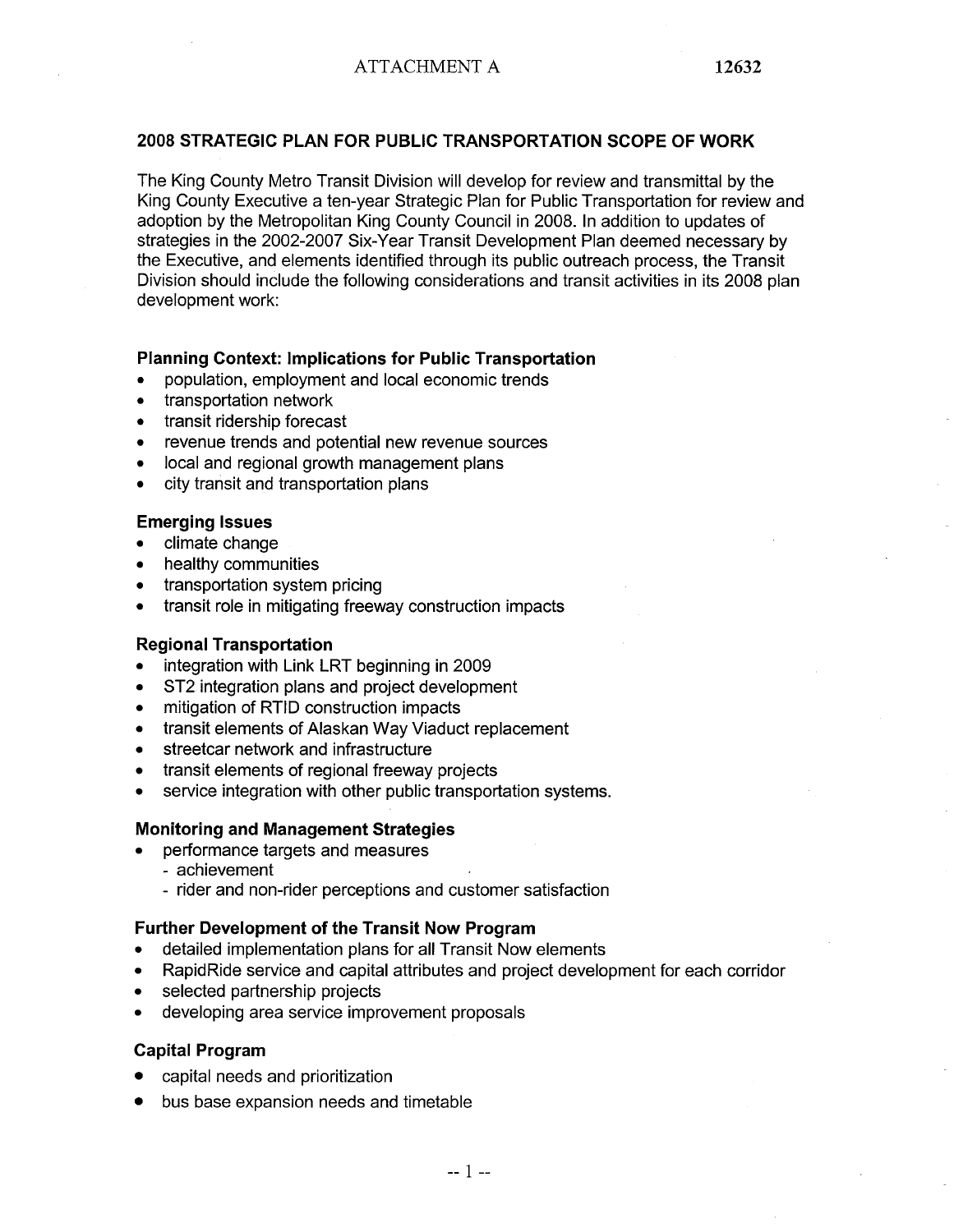ATTACHMENT A 12632

## 2008 STRATEGIC PLAN FOR PUBLIC TRANSPORTATION SCOPE OF WORK

The King County Metro Transit Division will develop for review and transmittal by the King County Executive a ten-year Strategic Plan for Public Transportation for review and adoption by the Metropolitan King County Council in 2008. In addition to updates of strategies in the 2002-2007 Six-Year Transit Development Plan deemed necessary by the Executive, and elements identified through its public outreach process, the Transit Division should include the following considerations and transit activities in its 2008 plan development work:

### Planning Context: Implications for Public Transportation

- population, employment and local economic trends
- transportation network
- transit ridership forecast
- revenue trends and potential new revenue sources
- local and regional growth management plans
- city transit and transportation plans

### Emerging Issues

- climate change
- healthy communities
- transportation system pricing
- transit role in mitigating freeway construction impacts

### Regional Transportation

- integration with Link LRT beginning in 2009
- ST2 integration plans and project development
- mitigation of RTID construction impacts
- transit elements of Alaskan Way Viaduct replacement
- streetcar network and infrastructure
- transit elements of regional freeway projects
- service integration with other public transportation systems.

### Monitoring and Management Strategies

- performance targets and measures
  - achievement
  - rider and non-rider perceptions and customer satisfaction

### Further Development of the Transit Now Program

- detailed implementation plans for all Transit Now elements
- RapidRide service and capital attributes and project development for each corridor
- selected partnership projects
- developing area service improvement proposals

### Capital Program

- capital needs and prioritization
- bus base expansion needs and timetable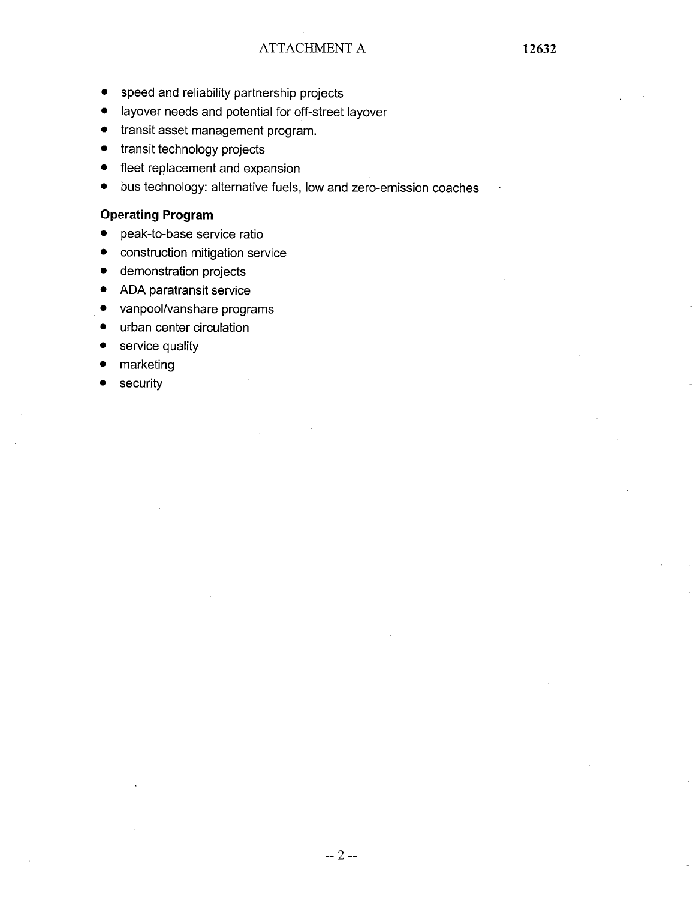- speed and reliability partnership projects
- layover needs and potential for off-street layover
- transit asset management program.
- transit technology projects
- fleet replacement and expansion
- bus technology: alternative fuels, low and zero-emission coaches

**Operating Program**

- peak-to-base service ratio
- construction mitigation service
- demonstration projects
- ADA paratransit service
- vanpool/vanshare programs
- urban center circulation
- service quality
- marketing
- security